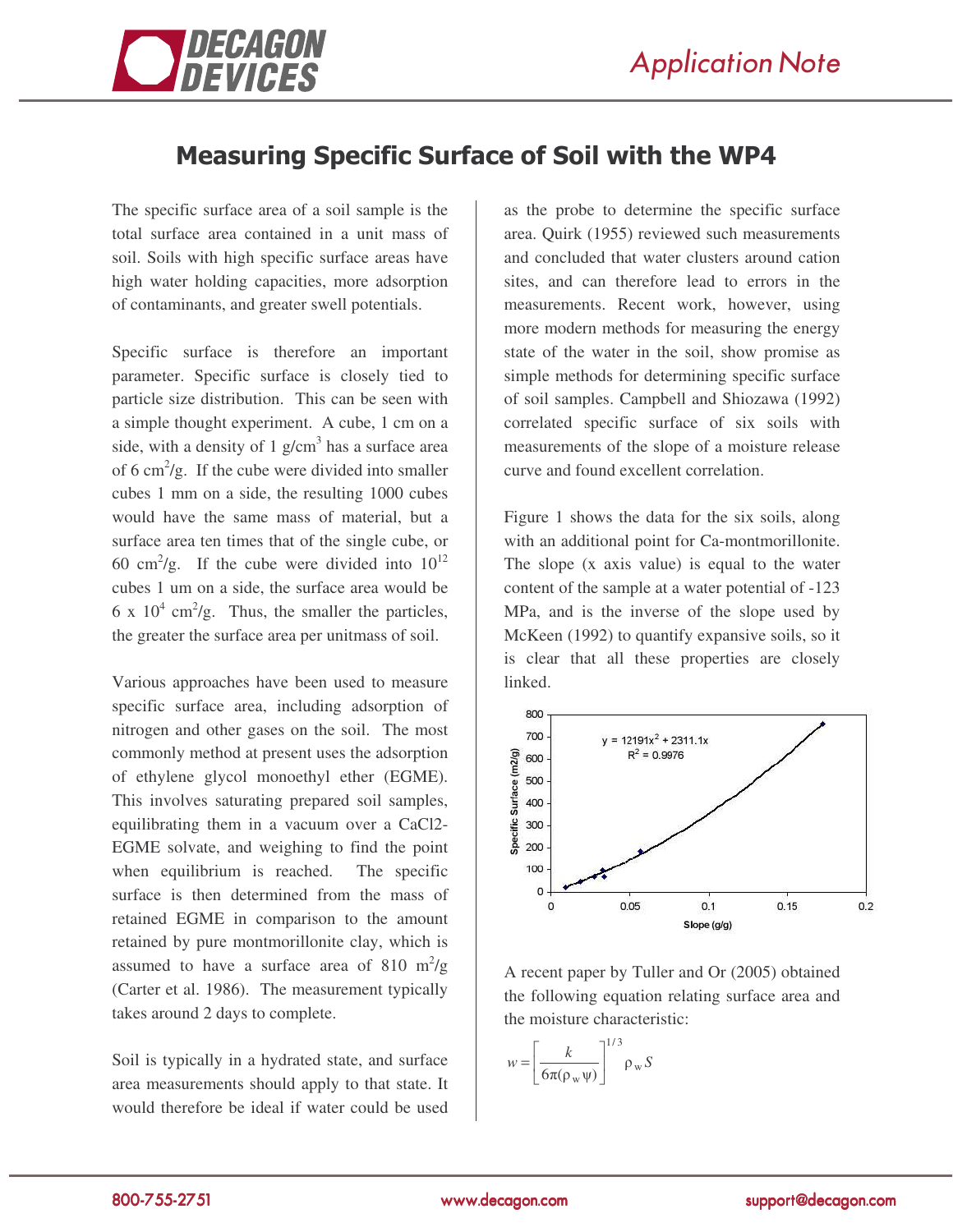# Measuring Specific Surface of Soil with the WP4

The specific surface area of a soil sample is the total surface area contained in a unit mass of soil. Soils with high specific surface areas have high water holding capacities, more adsorption of contaminants, and greater swell potentials.

Specific surface is therefore an important parameter. Specific surface is closely tied to particle size distribution. This can be seen with a simple thought experiment. A cube, 1 cm on a side, with a density of 1 g/cm$^3$ has a surface area of 6 cm$^2$/g. If the cube were divided into smaller cubes 1 mm on a side, the resulting 1000 cubes would have the same mass of material, but a surface area ten times that of the single cube, or 60 cm$^2$/g. If the cube were divided into $10^{12}$ cubes 1 um on a side, the surface area would be $6 \times 10^4$ cm$^2$/g. Thus, the smaller the particles, the greater the surface area per unitmass of soil.

Various approaches have been used to measure specific surface area, including adsorption of nitrogen and other gases on the soil. The most commonly method at present uses the adsorption of ethylene glycol monoethyl ether (EGME). This involves saturating prepared soil samples, equilibrating them in a vacuum over a CaCl2-EGME solvate, and weighing to find the point when equilibrium is reached. The specific surface is then determined from the mass of retained EGME in comparison to the amount retained by pure montmorillonite clay, which is assumed to have a surface area of 810 m$^2$/g (Carter et al. 1986). The measurement typically takes around 2 days to complete.

Soil is typically in a hydrated state, and surface area measurements should apply to that state. It would therefore be ideal if water could be used as the probe to determine the specific surface area. Quirk (1955) reviewed such measurements and concluded that water clusters around cation sites, and can therefore lead to errors in the measurements. Recent work, however, using more modern methods for measuring the energy state of the water in the soil, show promise as simple methods for determining specific surface of soil samples. Campbell and Shiozawa (1992) correlated specific surface of six soils with measurements of the slope of a moisture release curve and found excellent correlation.

Figure 1 shows the data for the six soils, along with an additional point for Ca-montmorillonite. The slope (x axis value) is equal to the water content of the sample at a water potential of -123 MPa, and is the inverse of the slope used by McKeen (1992) to quantify expansive soils, so it is clear that all these properties are closely linked.

A recent paper by Tuller and Or (2005) obtained the following equation relating surface area and the moisture characteristic:

$$w = \left[ \frac{k}{6\pi(\rho_w \psi)} \right]^{1/3} \rho_w S$$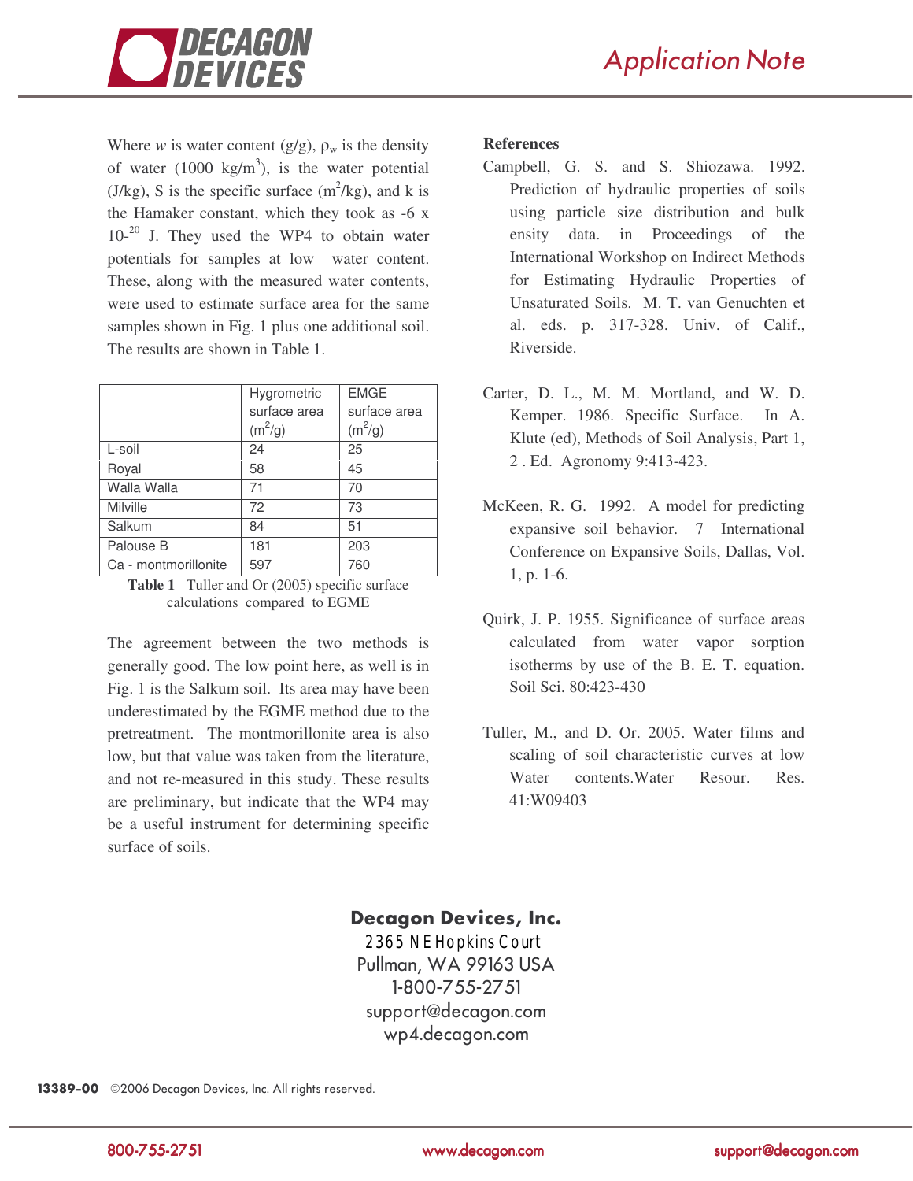Where $w$ is water content (g/g), $\rho_w$ is the density of water (1000 kg/m$^3$), is the water potential (J/kg), S is the specific surface (m$^2$/kg), and k is the Hamaker constant, which they took as -6 x 10$^{-20}$ J. They used the WP4 to obtain water potentials for samples at low water content. These, along with the measured water contents, were used to estimate surface area for the same samples shown in Fig. 1 plus one additional soil. The results are shown in Table 1.

| | Hygrometric surface area (m$^2$/g) | EMGE surface area (m$^2$/g) |
|---|---|---|
| L-soil | 24 | 25 |
| Royal | 58 | 45 |
| Walla Walla | 71 | 70 |
| Milville | 72 | 73 |
| Salkum | 84 | 51 |
| Palouse B | 181 | 203 |
| Ca - montmorillonite | 597 | 760 |

**Table 1** Tuller and Or (2005) specific surface calculations compared to EGME

The agreement between the two methods is generally good. The low point here, as well is in Fig. 1 is the Salkum soil. Its area may have been underestimated by the EGME method due to the pretreatment. The montmorillonite area is also low, but that value was taken from the literature, and not re-measured in this study. These results are preliminary, but indicate that the WP4 may be a useful instrument for determining specific surface of soils.

**References**

Campbell, G. S. and S. Shiozawa. 1992. Prediction of hydraulic properties of soils using particle size distribution and bulk ensity data. in Proceedings of the International Workshop on Indirect Methods for Estimating Hydraulic Properties of Unsaturated Soils. M. T. van Genuchten et al. eds. p. 317-328. Univ. of Calif., Riverside.

Carter, D. L., M. M. Mortland, and W. D. Kemper. 1986. Specific Surface. In A. Klute (ed), Methods of Soil Analysis, Part 1, 2 . Ed. Agronomy 9:413-423.

McKeen, R. G. 1992. A model for predicting expansive soil behavior. 7 International Conference on Expansive Soils, Dallas, Vol. 1, p. 1-6.

Quirk, J. P. 1955. Significance of surface areas calculated from water vapor sorption isotherms by use of the B. E. T. equation. Soil Sci. 80:423-430

Tuller, M., and D. Or. 2005. Water films and scaling of soil characteristic curves at low Water contents.Water Resour. Res. 41:W09403

**Decagon Devices, Inc.**
2365 NE Hopkins Court
Pullman, WA 99163 USA
1-800-755-2751
support@decagon.com
wp4.decagon.com

**13389-00** ©2006 Decagon Devices, Inc. All rights reserved.